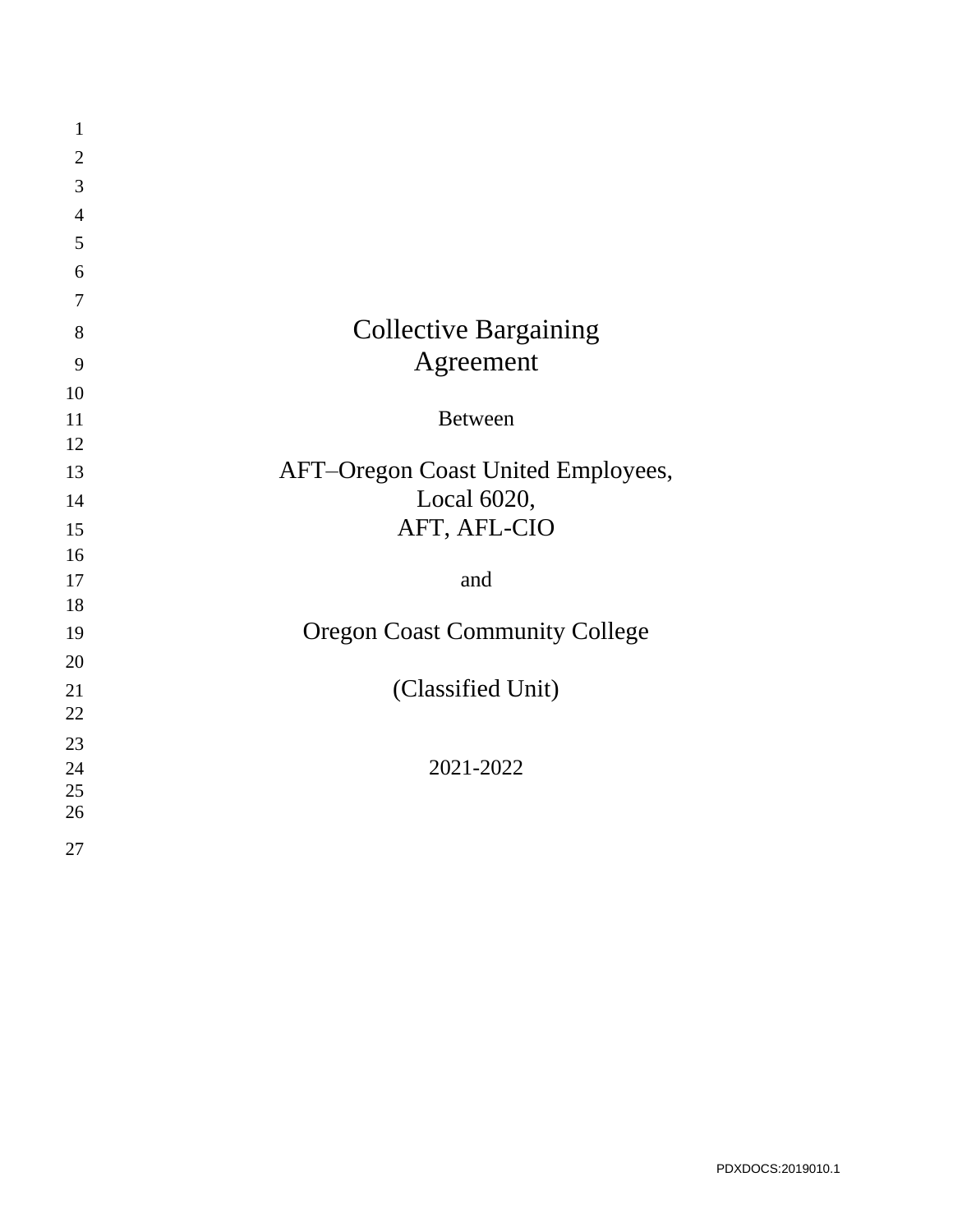# Collective Bargaining Agreement

Between

## AFT–Oregon Coast United Employees, Local 6020, AFT, AFL-CIO

and

## Oregon Coast Community College

## (Classified Unit)

2021-2022

PDXDOCS:2019010.1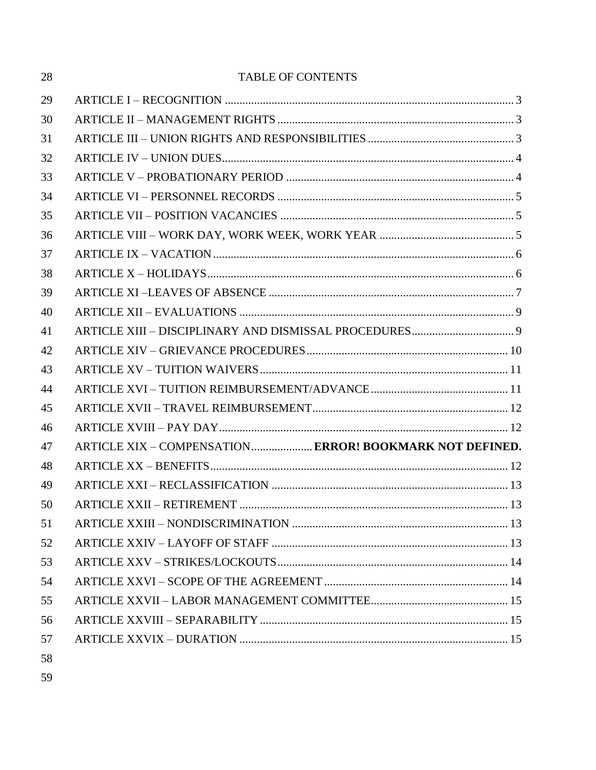# TABLE OF CONTENTS

ARTICLE I – RECOGNITION ..... 3
ARTICLE II – MANAGEMENT RIGHTS ..... 3
ARTICLE III – UNION RIGHTS AND RESPONSIBILITIES ..... 3
ARTICLE IV – UNION DUES ..... 4
ARTICLE V – PROBATIONARY PERIOD ..... 4
ARTICLE VI – PERSONNEL RECORDS ..... 5
ARTICLE VII – POSITION VACANCIES ..... 5
ARTICLE VIII – WORK DAY, WORK WEEK, WORK YEAR ..... 5
ARTICLE IX – VACATION ..... 6
ARTICLE X – HOLIDAYS ..... 6
ARTICLE XI –LEAVES OF ABSENCE ..... 7
ARTICLE XII – EVALUATIONS ..... 9
ARTICLE XIII – DISCIPLINARY AND DISMISSAL PROCEDURES ..... 9
ARTICLE XIV – GRIEVANCE PROCEDURES ..... 10
ARTICLE XV – TUITION WAIVERS ..... 11
ARTICLE XVI – TUITION REIMBURSEMENT/ADVANCE ..... 11
ARTICLE XVII – TRAVEL REIMBURSEMENT ..... 12
ARTICLE XVIII – PAY DAY ..... 12
ARTICLE XIX – COMPENSATION ..... **ERROR! BOOKMARK NOT DEFINED.**
ARTICLE XX – BENEFITS ..... 12
ARTICLE XXI – RECLASSIFICATION ..... 13
ARTICLE XXII – RETIREMENT ..... 13
ARTICLE XXIII – NONDISCRIMINATION ..... 13
ARTICLE XXIV – LAYOFF OF STAFF ..... 13
ARTICLE XXV – STRIKES/LOCKOUTS ..... 14
ARTICLE XXVI – SCOPE OF THE AGREEMENT ..... 14
ARTICLE XXVII – LABOR MANAGEMENT COMMITTEE ..... 15
ARTICLE XXVIII – SEPARABILITY ..... 15
ARTICLE XXVIX – DURATION ..... 15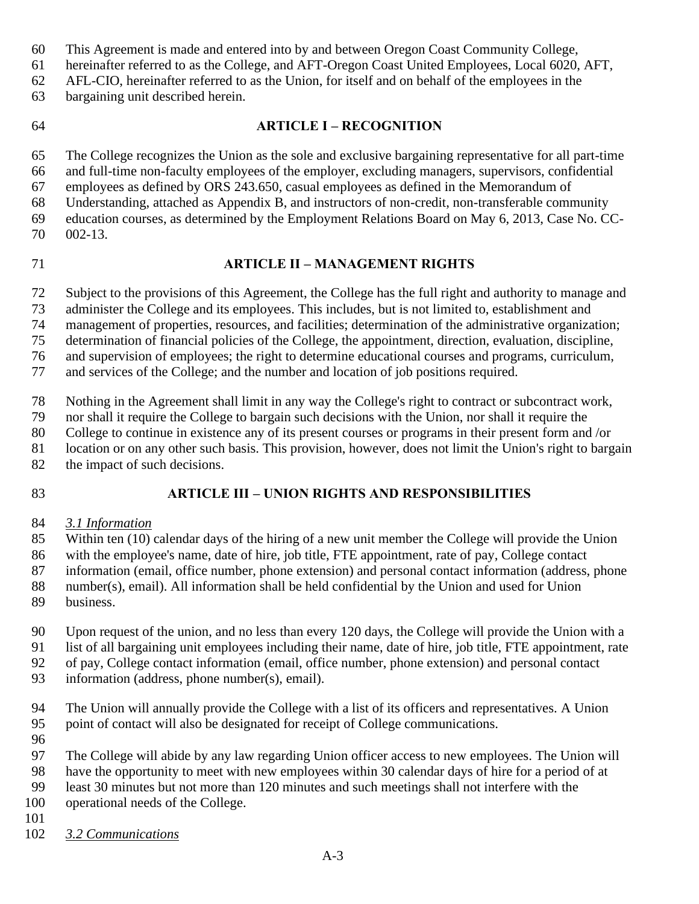This Agreement is made and entered into by and between Oregon Coast Community College, hereinafter referred to as the College, and AFT-Oregon Coast United Employees, Local 6020, AFT, AFL-CIO, hereinafter referred to as the Union, for itself and on behalf of the employees in the bargaining unit described herein.

## ARTICLE I – RECOGNITION

The College recognizes the Union as the sole and exclusive bargaining representative for all part-time and full-time non-faculty employees of the employer, excluding managers, supervisors, confidential employees as defined by ORS 243.650, casual employees as defined in the Memorandum of Understanding, attached as Appendix B, and instructors of non-credit, non-transferable community education courses, as determined by the Employment Relations Board on May 6, 2013, Case No. CC-002-13.

## ARTICLE II – MANAGEMENT RIGHTS

Subject to the provisions of this Agreement, the College has the full right and authority to manage and administer the College and its employees. This includes, but is not limited to, establishment and management of properties, resources, and facilities; determination of the administrative organization; determination of financial policies of the College, the appointment, direction, evaluation, discipline, and supervision of employees; the right to determine educational courses and programs, curriculum, and services of the College; and the number and location of job positions required.

Nothing in the Agreement shall limit in any way the College's right to contract or subcontract work, nor shall it require the College to bargain such decisions with the Union, nor shall it require the College to continue in existence any of its present courses or programs in their present form and /or location or on any other such basis. This provision, however, does not limit the Union's right to bargain the impact of such decisions.

## ARTICLE III – UNION RIGHTS AND RESPONSIBILITIES

*3.1 Information*

Within ten (10) calendar days of the hiring of a new unit member the College will provide the Union with the employee's name, date of hire, job title, FTE appointment, rate of pay, College contact information (email, office number, phone extension) and personal contact information (address, phone number(s), email). All information shall be held confidential by the Union and used for Union business.

Upon request of the union, and no less than every 120 days, the College will provide the Union with a list of all bargaining unit employees including their name, date of hire, job title, FTE appointment, rate of pay, College contact information (email, office number, phone extension) and personal contact information (address, phone number(s), email).

The Union will annually provide the College with a list of its officers and representatives. A Union point of contact will also be designated for receipt of College communications.

The College will abide by any law regarding Union officer access to new employees. The Union will have the opportunity to meet with new employees within 30 calendar days of hire for a period of at least 30 minutes but not more than 120 minutes and such meetings shall not interfere with the operational needs of the College.

*3.2 Communications*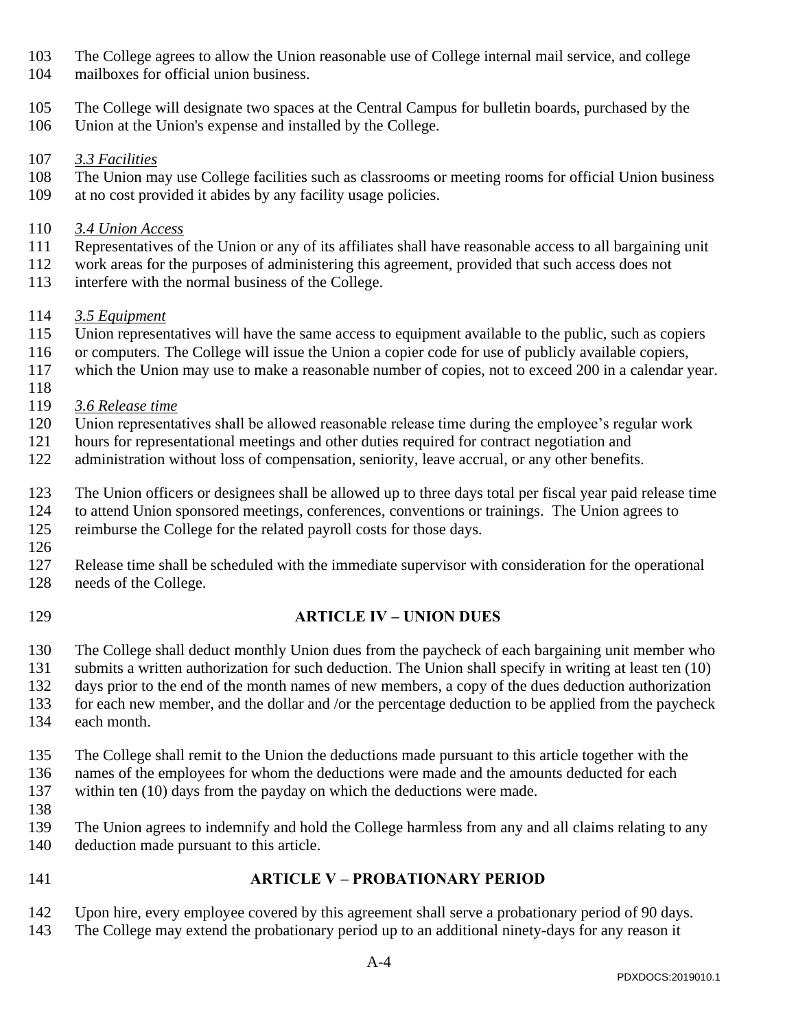The College agrees to allow the Union reasonable use of College internal mail service, and college mailboxes for official union business.

The College will designate two spaces at the Central Campus for bulletin boards, purchased by the Union at the Union's expense and installed by the College.

*3.3 Facilities*

The Union may use College facilities such as classrooms or meeting rooms for official Union business at no cost provided it abides by any facility usage policies.

*3.4 Union Access*

Representatives of the Union or any of its affiliates shall have reasonable access to all bargaining unit work areas for the purposes of administering this agreement, provided that such access does not interfere with the normal business of the College.

*3.5 Equipment*

Union representatives will have the same access to equipment available to the public, such as copiers or computers. The College will issue the Union a copier code for use of publicly available copiers, which the Union may use to make a reasonable number of copies, not to exceed 200 in a calendar year.

*3.6 Release time*

Union representatives shall be allowed reasonable release time during the employee's regular work hours for representational meetings and other duties required for contract negotiation and administration without loss of compensation, seniority, leave accrual, or any other benefits.

The Union officers or designees shall be allowed up to three days total per fiscal year paid release time to attend Union sponsored meetings, conferences, conventions or trainings. The Union agrees to reimburse the College for the related payroll costs for those days.

Release time shall be scheduled with the immediate supervisor with consideration for the operational needs of the College.

## ARTICLE IV – UNION DUES

The College shall deduct monthly Union dues from the paycheck of each bargaining unit member who submits a written authorization for such deduction. The Union shall specify in writing at least ten (10) days prior to the end of the month names of new members, a copy of the dues deduction authorization for each new member, and the dollar and /or the percentage deduction to be applied from the paycheck each month.

The College shall remit to the Union the deductions made pursuant to this article together with the names of the employees for whom the deductions were made and the amounts deducted for each within ten (10) days from the payday on which the deductions were made.

The Union agrees to indemnify and hold the College harmless from any and all claims relating to any deduction made pursuant to this article.

## ARTICLE V – PROBATIONARY PERIOD

Upon hire, every employee covered by this agreement shall serve a probationary period of 90 days. The College may extend the probationary period up to an additional ninety-days for any reason it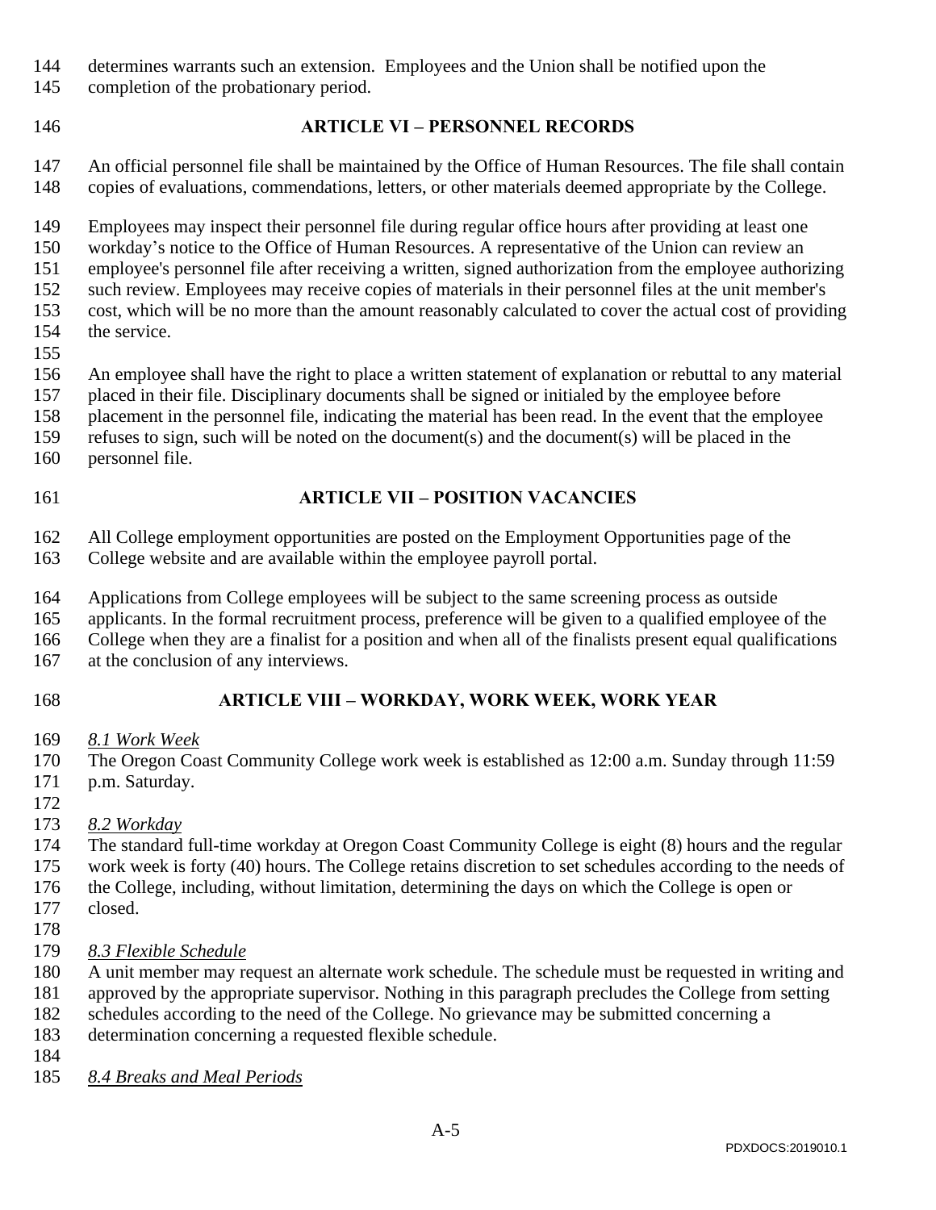determines warrants such an extension. Employees and the Union shall be notified upon the completion of the probationary period.

## ARTICLE VI – PERSONNEL RECORDS

An official personnel file shall be maintained by the Office of Human Resources. The file shall contain copies of evaluations, commendations, letters, or other materials deemed appropriate by the College.

Employees may inspect their personnel file during regular office hours after providing at least one workday's notice to the Office of Human Resources. A representative of the Union can review an employee's personnel file after receiving a written, signed authorization from the employee authorizing such review. Employees may receive copies of materials in their personnel files at the unit member's cost, which will be no more than the amount reasonably calculated to cover the actual cost of providing the service.

An employee shall have the right to place a written statement of explanation or rebuttal to any material placed in their file. Disciplinary documents shall be signed or initialed by the employee before placement in the personnel file, indicating the material has been read. In the event that the employee refuses to sign, such will be noted on the document(s) and the document(s) will be placed in the personnel file.

## ARTICLE VII – POSITION VACANCIES

All College employment opportunities are posted on the Employment Opportunities page of the College website and are available within the employee payroll portal.

Applications from College employees will be subject to the same screening process as outside applicants. In the formal recruitment process, preference will be given to a qualified employee of the College when they are a finalist for a position and when all of the finalists present equal qualifications at the conclusion of any interviews.

## ARTICLE VIII – WORKDAY, WORK WEEK, WORK YEAR

*8.1 Work Week*

The Oregon Coast Community College work week is established as 12:00 a.m. Sunday through 11:59 p.m. Saturday.

*8.2 Workday*

The standard full-time workday at Oregon Coast Community College is eight (8) hours and the regular work week is forty (40) hours. The College retains discretion to set schedules according to the needs of the College, including, without limitation, determining the days on which the College is open or closed.

*8.3 Flexible Schedule*

A unit member may request an alternate work schedule. The schedule must be requested in writing and approved by the appropriate supervisor. Nothing in this paragraph precludes the College from setting schedules according to the need of the College. No grievance may be submitted concerning a determination concerning a requested flexible schedule.

*8.4 Breaks and Meal Periods*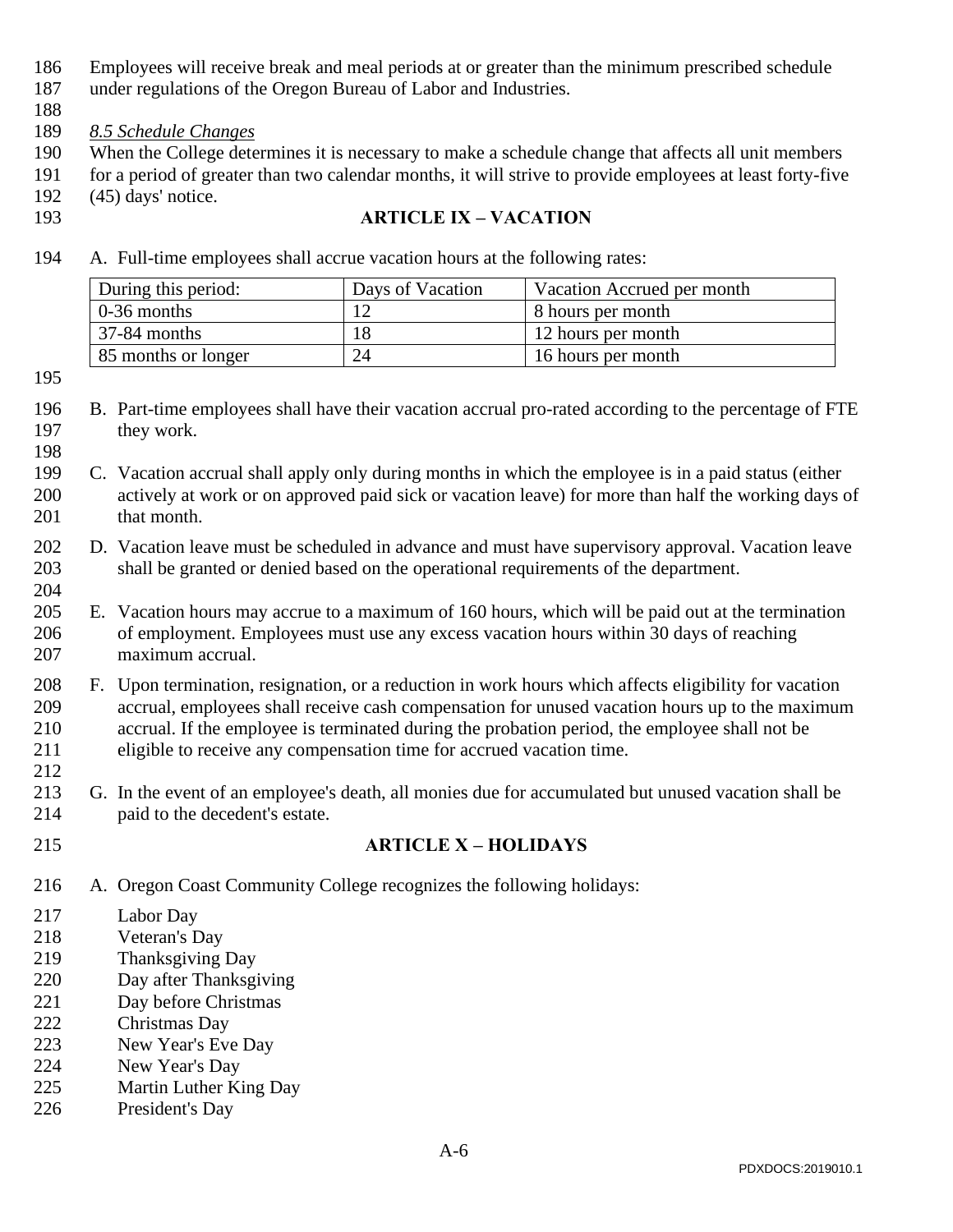Employees will receive break and meal periods at or greater than the minimum prescribed schedule under regulations of the Oregon Bureau of Labor and Industries.

*8.5 Schedule Changes*

When the College determines it is necessary to make a schedule change that affects all unit members for a period of greater than two calendar months, it will strive to provide employees at least forty-five (45) days' notice.

## ARTICLE IX – VACATION

A. Full-time employees shall accrue vacation hours at the following rates:

| During this period: | Days of Vacation | Vacation Accrued per month |
|---|---|---|
| 0-36 months | 12 | 8 hours per month |
| 37-84 months | 18 | 12 hours per month |
| 85 months or longer | 24 | 16 hours per month |

B. Part-time employees shall have their vacation accrual pro-rated according to the percentage of FTE they work.

C. Vacation accrual shall apply only during months in which the employee is in a paid status (either actively at work or on approved paid sick or vacation leave) for more than half the working days of that month.

D. Vacation leave must be scheduled in advance and must have supervisory approval. Vacation leave shall be granted or denied based on the operational requirements of the department.

E. Vacation hours may accrue to a maximum of 160 hours, which will be paid out at the termination of employment. Employees must use any excess vacation hours within 30 days of reaching maximum accrual.

F. Upon termination, resignation, or a reduction in work hours which affects eligibility for vacation accrual, employees shall receive cash compensation for unused vacation hours up to the maximum accrual. If the employee is terminated during the probation period, the employee shall not be eligible to receive any compensation time for accrued vacation time.

G. In the event of an employee's death, all monies due for accumulated but unused vacation shall be paid to the decedent's estate.

## ARTICLE X – HOLIDAYS

A. Oregon Coast Community College recognizes the following holidays:

Labor Day
Veteran's Day
Thanksgiving Day
Day after Thanksgiving
Day before Christmas
Christmas Day
New Year's Eve Day
New Year's Day
Martin Luther King Day
President's Day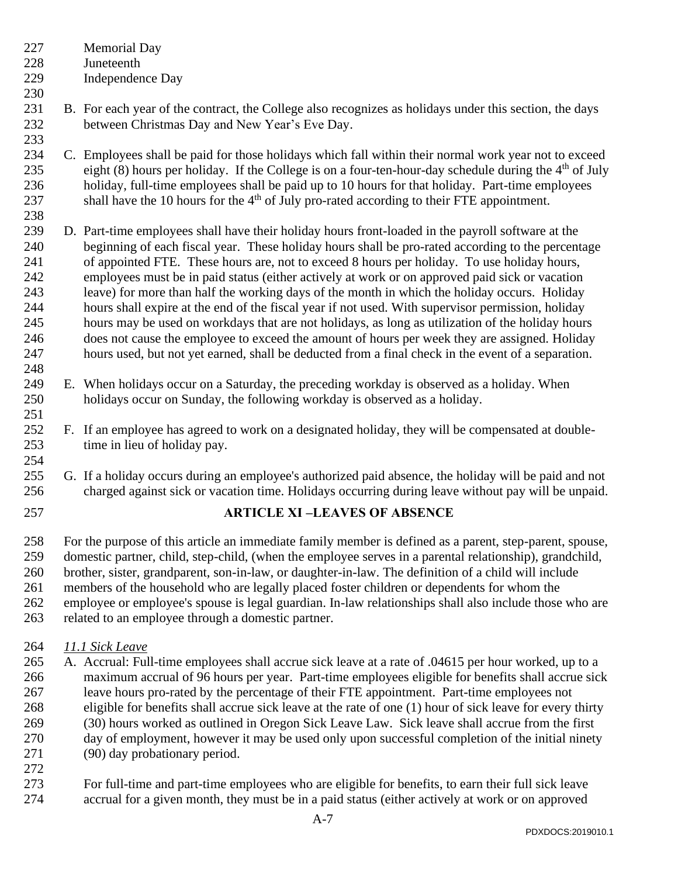Memorial Day
Juneteenth
Independence Day

B. For each year of the contract, the College also recognizes as holidays under this section, the days between Christmas Day and New Year's Eve Day.

C. Employees shall be paid for those holidays which fall within their normal work year not to exceed eight (8) hours per holiday. If the College is on a four-ten-hour-day schedule during the 4th of July holiday, full-time employees shall be paid up to 10 hours for that holiday. Part-time employees shall have the 10 hours for the 4th of July pro-rated according to their FTE appointment.

D. Part-time employees shall have their holiday hours front-loaded in the payroll software at the beginning of each fiscal year. These holiday hours shall be pro-rated according to the percentage of appointed FTE. These hours are, not to exceed 8 hours per holiday. To use holiday hours, employees must be in paid status (either actively at work or on approved paid sick or vacation leave) for more than half the working days of the month in which the holiday occurs. Holiday hours shall expire at the end of the fiscal year if not used. With supervisor permission, holiday hours may be used on workdays that are not holidays, as long as utilization of the holiday hours does not cause the employee to exceed the amount of hours per week they are assigned. Holiday hours used, but not yet earned, shall be deducted from a final check in the event of a separation.

E. When holidays occur on a Saturday, the preceding workday is observed as a holiday. When holidays occur on Sunday, the following workday is observed as a holiday.

F. If an employee has agreed to work on a designated holiday, they will be compensated at double-time in lieu of holiday pay.

G. If a holiday occurs during an employee's authorized paid absence, the holiday will be paid and not charged against sick or vacation time. Holidays occurring during leave without pay will be unpaid.

## ARTICLE XI –LEAVES OF ABSENCE

For the purpose of this article an immediate family member is defined as a parent, step-parent, spouse, domestic partner, child, step-child, (when the employee serves in a parental relationship), grandchild, brother, sister, grandparent, son-in-law, or daughter-in-law. The definition of a child will include members of the household who are legally placed foster children or dependents for whom the employee or employee's spouse is legal guardian. In-law relationships shall also include those who are related to an employee through a domestic partner.

*11.1 Sick Leave*

A. Accrual: Full-time employees shall accrue sick leave at a rate of .04615 per hour worked, up to a maximum accrual of 96 hours per year. Part-time employees eligible for benefits shall accrue sick leave hours pro-rated by the percentage of their FTE appointment. Part-time employees not eligible for benefits shall accrue sick leave at the rate of one (1) hour of sick leave for every thirty (30) hours worked as outlined in Oregon Sick Leave Law. Sick leave shall accrue from the first day of employment, however it may be used only upon successful completion of the initial ninety (90) day probationary period.

For full-time and part-time employees who are eligible for benefits, to earn their full sick leave accrual for a given month, they must be in a paid status (either actively at work or on approved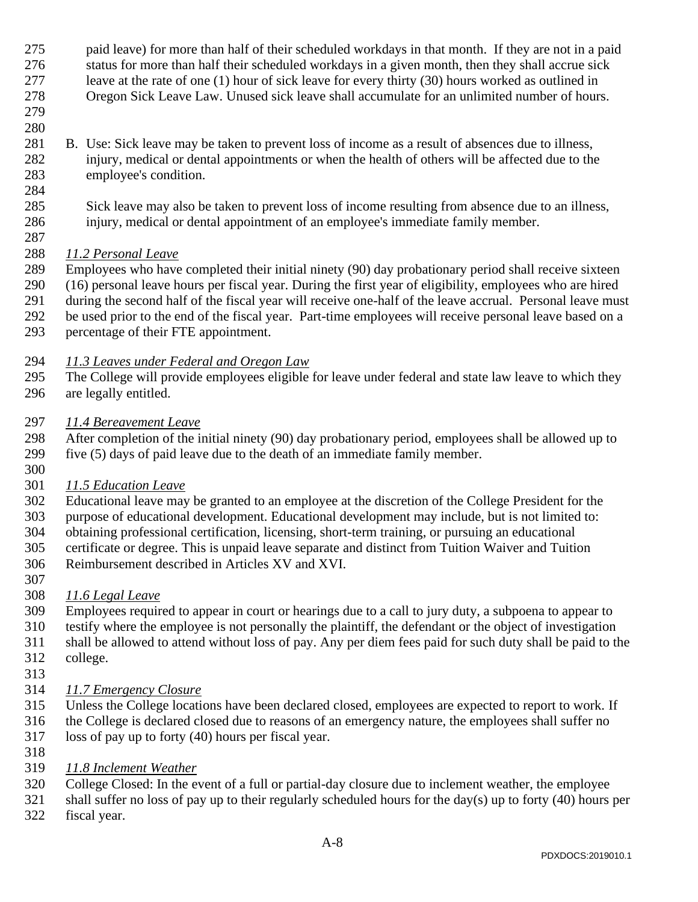paid leave) for more than half of their scheduled workdays in that month. If they are not in a paid status for more than half their scheduled workdays in a given month, then they shall accrue sick leave at the rate of one (1) hour of sick leave for every thirty (30) hours worked as outlined in Oregon Sick Leave Law. Unused sick leave shall accumulate for an unlimited number of hours.

B. Use: Sick leave may be taken to prevent loss of income as a result of absences due to illness, injury, medical or dental appointments or when the health of others will be affected due to the employee's condition.

   Sick leave may also be taken to prevent loss of income resulting from absence due to an illness, injury, medical or dental appointment of an employee's immediate family member.

*11.2 Personal Leave*

Employees who have completed their initial ninety (90) day probationary period shall receive sixteen (16) personal leave hours per fiscal year. During the first year of eligibility, employees who are hired during the second half of the fiscal year will receive one-half of the leave accrual. Personal leave must be used prior to the end of the fiscal year. Part-time employees will receive personal leave based on a percentage of their FTE appointment.

*11.3 Leaves under Federal and Oregon Law*

The College will provide employees eligible for leave under federal and state law leave to which they are legally entitled.

*11.4 Bereavement Leave*

After completion of the initial ninety (90) day probationary period, employees shall be allowed up to five (5) days of paid leave due to the death of an immediate family member.

*11.5 Education Leave*

Educational leave may be granted to an employee at the discretion of the College President for the purpose of educational development. Educational development may include, but is not limited to: obtaining professional certification, licensing, short-term training, or pursuing an educational certificate or degree. This is unpaid leave separate and distinct from Tuition Waiver and Tuition Reimbursement described in Articles XV and XVI.

*11.6 Legal Leave*

Employees required to appear in court or hearings due to a call to jury duty, a subpoena to appear to testify where the employee is not personally the plaintiff, the defendant or the object of investigation shall be allowed to attend without loss of pay. Any per diem fees paid for such duty shall be paid to the college.

*11.7 Emergency Closure*

Unless the College locations have been declared closed, employees are expected to report to work. If the College is declared closed due to reasons of an emergency nature, the employees shall suffer no loss of pay up to forty (40) hours per fiscal year.

*11.8 Inclement Weather*

College Closed: In the event of a full or partial-day closure due to inclement weather, the employee shall suffer no loss of pay up to their regularly scheduled hours for the day(s) up to forty (40) hours per fiscal year.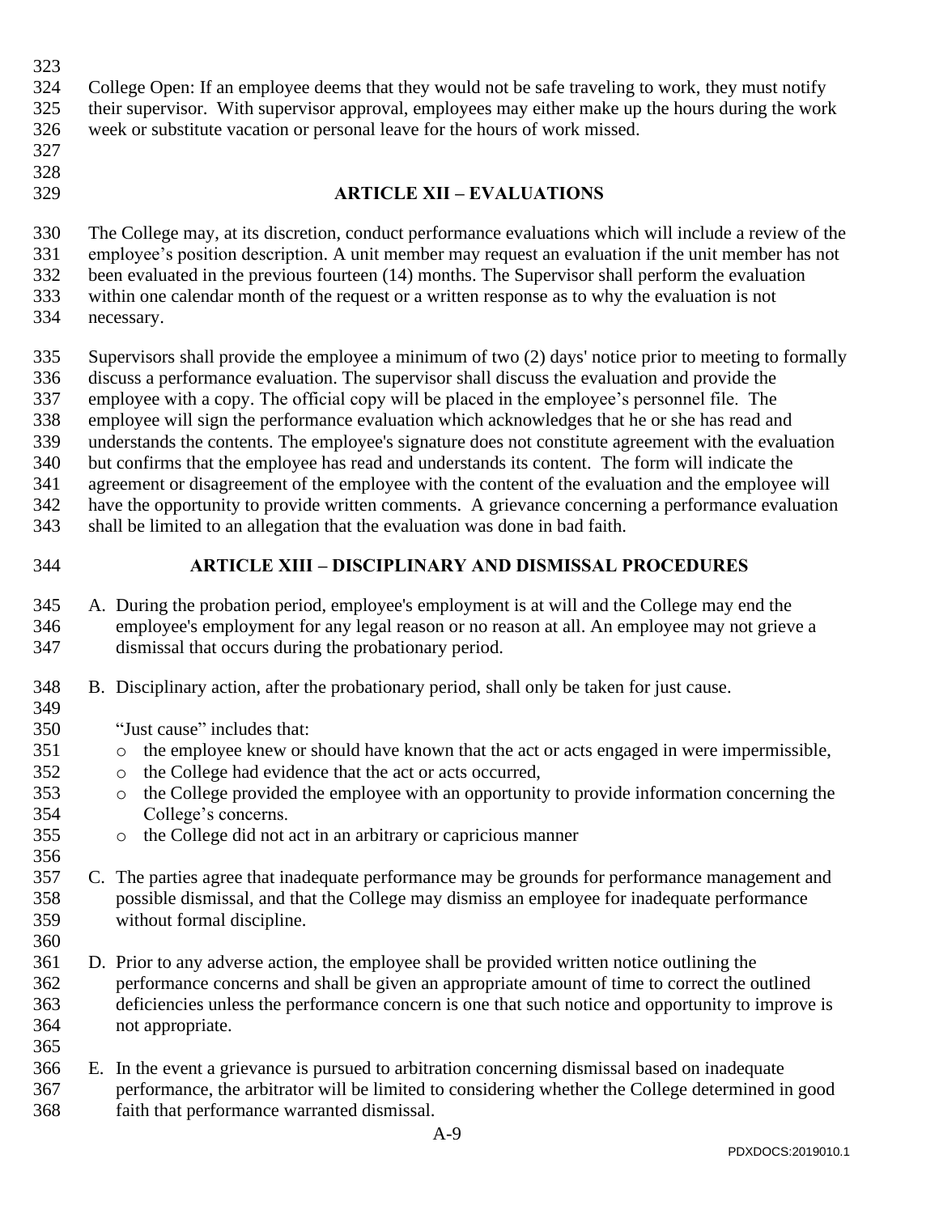College Open: If an employee deems that they would not be safe traveling to work, they must notify their supervisor. With supervisor approval, employees may either make up the hours during the work week or substitute vacation or personal leave for the hours of work missed.

## ARTICLE XII – EVALUATIONS

The College may, at its discretion, conduct performance evaluations which will include a review of the employee's position description. A unit member may request an evaluation if the unit member has not been evaluated in the previous fourteen (14) months. The Supervisor shall perform the evaluation within one calendar month of the request or a written response as to why the evaluation is not necessary.

Supervisors shall provide the employee a minimum of two (2) days' notice prior to meeting to formally discuss a performance evaluation. The supervisor shall discuss the evaluation and provide the employee with a copy. The official copy will be placed in the employee's personnel file. The employee will sign the performance evaluation which acknowledges that he or she has read and understands the contents. The employee's signature does not constitute agreement with the evaluation but confirms that the employee has read and understands its content. The form will indicate the agreement or disagreement of the employee with the content of the evaluation and the employee will have the opportunity to provide written comments. A grievance concerning a performance evaluation shall be limited to an allegation that the evaluation was done in bad faith.

## ARTICLE XIII – DISCIPLINARY AND DISMISSAL PROCEDURES

A. During the probation period, employee's employment is at will and the College may end the employee's employment for any legal reason or no reason at all. An employee may not grieve a dismissal that occurs during the probationary period.

B. Disciplinary action, after the probationary period, shall only be taken for just cause.

   "Just cause" includes that:
   - the employee knew or should have known that the act or acts engaged in were impermissible,
   - the College had evidence that the act or acts occurred,
   - the College provided the employee with an opportunity to provide information concerning the College's concerns.
   - the College did not act in an arbitrary or capricious manner

C. The parties agree that inadequate performance may be grounds for performance management and possible dismissal, and that the College may dismiss an employee for inadequate performance without formal discipline.

D. Prior to any adverse action, the employee shall be provided written notice outlining the performance concerns and shall be given an appropriate amount of time to correct the outlined deficiencies unless the performance concern is one that such notice and opportunity to improve is not appropriate.

E. In the event a grievance is pursued to arbitration concerning dismissal based on inadequate performance, the arbitrator will be limited to considering whether the College determined in good faith that performance warranted dismissal.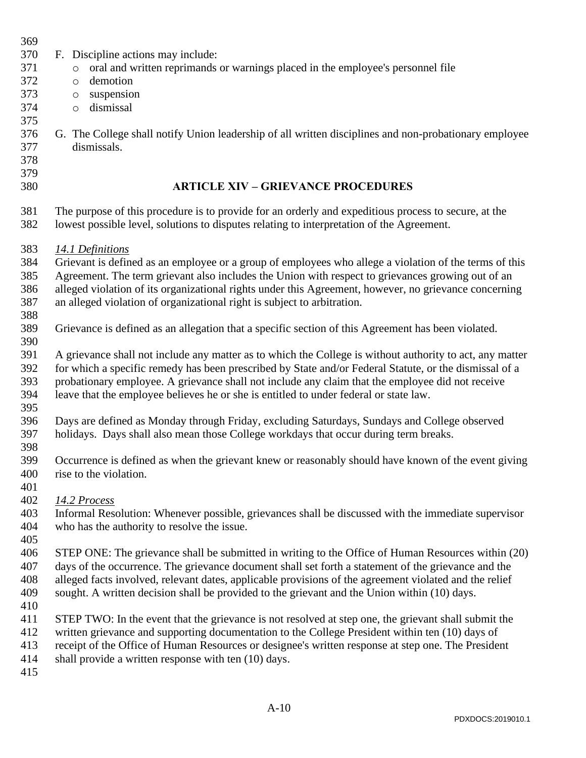F. Discipline actions may include:
   - oral and written reprimands or warnings placed in the employee's personnel file
   - demotion
   - suspension
   - dismissal

G. The College shall notify Union leadership of all written disciplines and non-probationary employee dismissals.

## ARTICLE XIV – GRIEVANCE PROCEDURES

The purpose of this procedure is to provide for an orderly and expeditious process to secure, at the lowest possible level, solutions to disputes relating to interpretation of the Agreement.

*14.1 Definitions*

Grievant is defined as an employee or a group of employees who allege a violation of the terms of this Agreement. The term grievant also includes the Union with respect to grievances growing out of an alleged violation of its organizational rights under this Agreement, however, no grievance concerning an alleged violation of organizational right is subject to arbitration.

Grievance is defined as an allegation that a specific section of this Agreement has been violated.

A grievance shall not include any matter as to which the College is without authority to act, any matter for which a specific remedy has been prescribed by State and/or Federal Statute, or the dismissal of a probationary employee. A grievance shall not include any claim that the employee did not receive leave that the employee believes he or she is entitled to under federal or state law.

Days are defined as Monday through Friday, excluding Saturdays, Sundays and College observed holidays. Days shall also mean those College workdays that occur during term breaks.

Occurrence is defined as when the grievant knew or reasonably should have known of the event giving rise to the violation.

*14.2 Process*

Informal Resolution: Whenever possible, grievances shall be discussed with the immediate supervisor who has the authority to resolve the issue.

STEP ONE: The grievance shall be submitted in writing to the Office of Human Resources within (20) days of the occurrence. The grievance document shall set forth a statement of the grievance and the alleged facts involved, relevant dates, applicable provisions of the agreement violated and the relief sought. A written decision shall be provided to the grievant and the Union within (10) days.

STEP TWO: In the event that the grievance is not resolved at step one, the grievant shall submit the written grievance and supporting documentation to the College President within ten (10) days of receipt of the Office of Human Resources or designee's written response at step one. The President shall provide a written response with ten (10) days.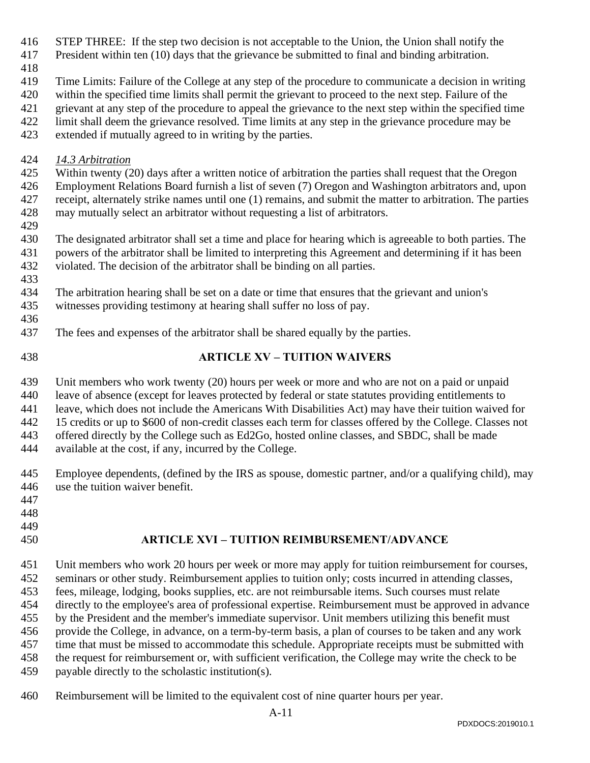STEP THREE: If the step two decision is not acceptable to the Union, the Union shall notify the President within ten (10) days that the grievance be submitted to final and binding arbitration.

Time Limits: Failure of the College at any step of the procedure to communicate a decision in writing within the specified time limits shall permit the grievant to proceed to the next step. Failure of the grievant at any step of the procedure to appeal the grievance to the next step within the specified time limit shall deem the grievance resolved. Time limits at any step in the grievance procedure may be extended if mutually agreed to in writing by the parties.

*14.3 Arbitration*

Within twenty (20) days after a written notice of arbitration the parties shall request that the Oregon Employment Relations Board furnish a list of seven (7) Oregon and Washington arbitrators and, upon receipt, alternately strike names until one (1) remains, and submit the matter to arbitration. The parties may mutually select an arbitrator without requesting a list of arbitrators.

The designated arbitrator shall set a time and place for hearing which is agreeable to both parties. The powers of the arbitrator shall be limited to interpreting this Agreement and determining if it has been violated. The decision of the arbitrator shall be binding on all parties.

The arbitration hearing shall be set on a date or time that ensures that the grievant and union's witnesses providing testimony at hearing shall suffer no loss of pay.

The fees and expenses of the arbitrator shall be shared equally by the parties.

## ARTICLE XV – TUITION WAIVERS

Unit members who work twenty (20) hours per week or more and who are not on a paid or unpaid leave of absence (except for leaves protected by federal or state statutes providing entitlements to leave, which does not include the Americans With Disabilities Act) may have their tuition waived for 15 credits or up to $600 of non-credit classes each term for classes offered by the College. Classes not offered directly by the College such as Ed2Go, hosted online classes, and SBDC, shall be made available at the cost, if any, incurred by the College.

Employee dependents, (defined by the IRS as spouse, domestic partner, and/or a qualifying child), may use the tuition waiver benefit.

## ARTICLE XVI – TUITION REIMBURSEMENT/ADVANCE

Unit members who work 20 hours per week or more may apply for tuition reimbursement for courses, seminars or other study. Reimbursement applies to tuition only; costs incurred in attending classes, fees, mileage, lodging, books supplies, etc. are not reimbursable items. Such courses must relate directly to the employee's area of professional expertise. Reimbursement must be approved in advance by the President and the member's immediate supervisor. Unit members utilizing this benefit must provide the College, in advance, on a term-by-term basis, a plan of courses to be taken and any work time that must be missed to accommodate this schedule. Appropriate receipts must be submitted with the request for reimbursement or, with sufficient verification, the College may write the check to be payable directly to the scholastic institution(s).

Reimbursement will be limited to the equivalent cost of nine quarter hours per year.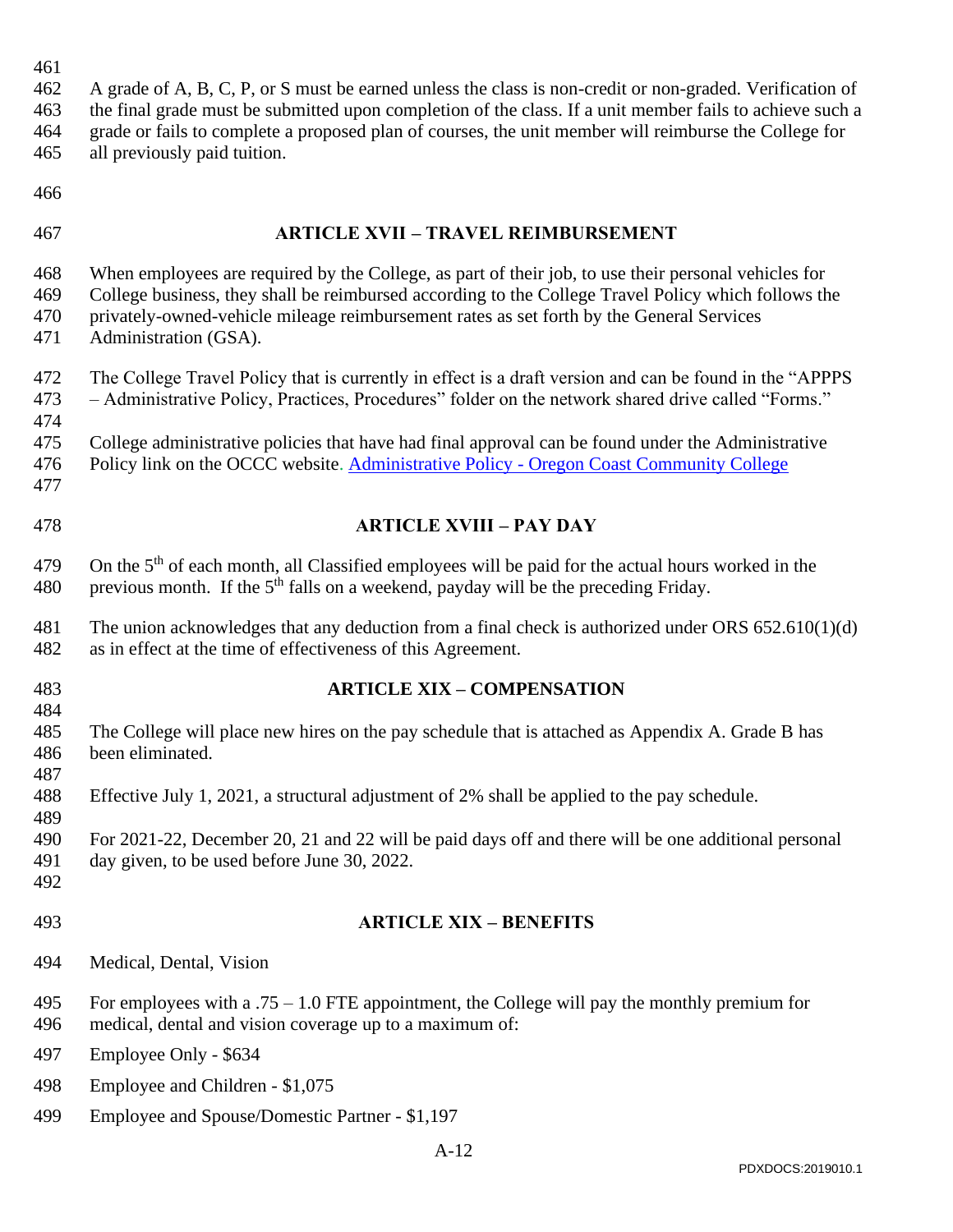A grade of A, B, C, P, or S must be earned unless the class is non-credit or non-graded. Verification of the final grade must be submitted upon completion of the class. If a unit member fails to achieve such a grade or fails to complete a proposed plan of courses, the unit member will reimburse the College for all previously paid tuition.

## ARTICLE XVII – TRAVEL REIMBURSEMENT

When employees are required by the College, as part of their job, to use their personal vehicles for College business, they shall be reimbursed according to the College Travel Policy which follows the privately-owned-vehicle mileage reimbursement rates as set forth by the General Services Administration (GSA).

The College Travel Policy that is currently in effect is a draft version and can be found in the "APPPS – Administrative Policy, Practices, Procedures" folder on the network shared drive called "Forms."

College administrative policies that have had final approval can be found under the Administrative Policy link on the OCCC website. Administrative Policy - Oregon Coast Community College

## ARTICLE XVIII – PAY DAY

On the 5th of each month, all Classified employees will be paid for the actual hours worked in the previous month. If the 5th falls on a weekend, payday will be the preceding Friday.

The union acknowledges that any deduction from a final check is authorized under ORS 652.610(1)(d) as in effect at the time of effectiveness of this Agreement.

## ARTICLE XIX – COMPENSATION

The College will place new hires on the pay schedule that is attached as Appendix A. Grade B has been eliminated.

Effective July 1, 2021, a structural adjustment of 2% shall be applied to the pay schedule.

For 2021-22, December 20, 21 and 22 will be paid days off and there will be one additional personal day given, to be used before June 30, 2022.

## ARTICLE XIX – BENEFITS

Medical, Dental, Vision

For employees with a .75 – 1.0 FTE appointment, the College will pay the monthly premium for medical, dental and vision coverage up to a maximum of:

Employee Only - $634

Employee and Children - $1,075

Employee and Spouse/Domestic Partner - $1,197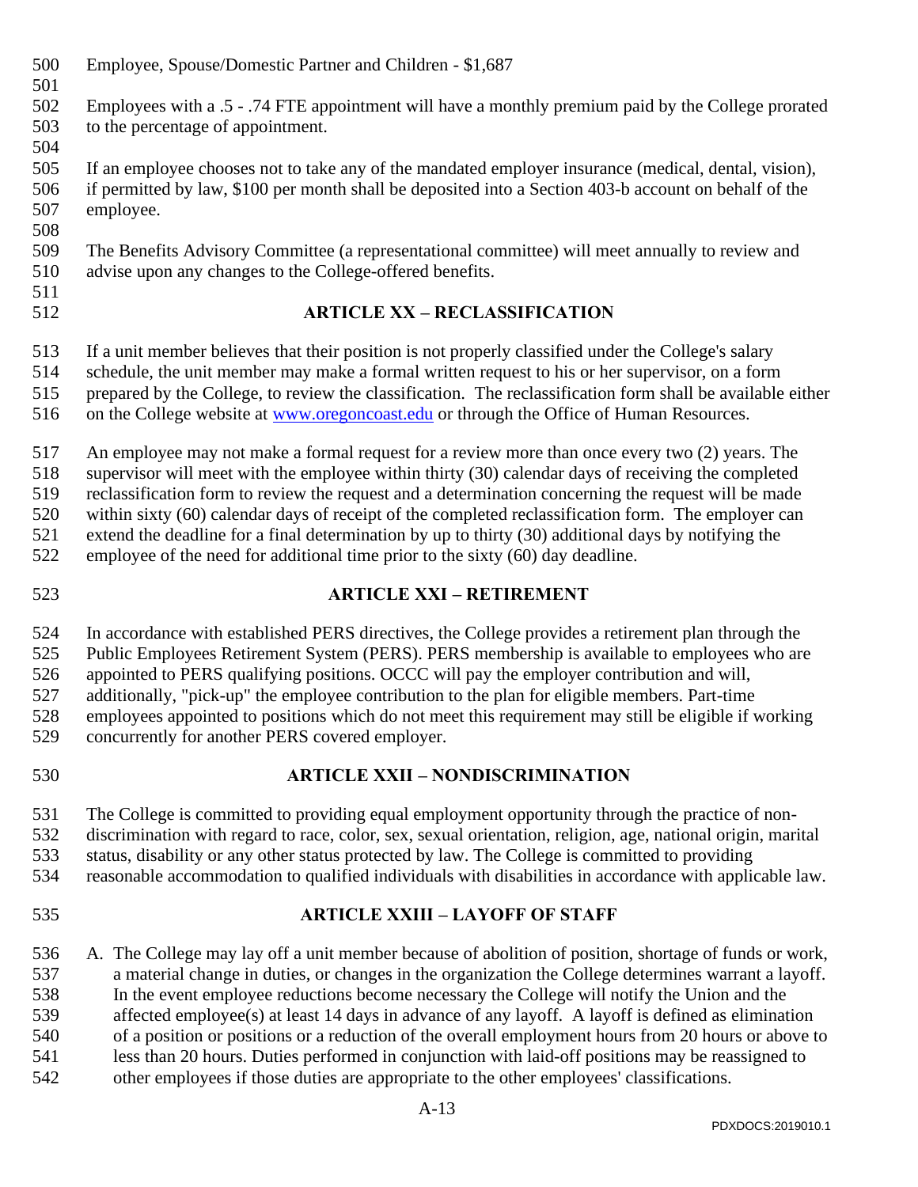Employee, Spouse/Domestic Partner and Children - $1,687

Employees with a .5 - .74 FTE appointment will have a monthly premium paid by the College prorated to the percentage of appointment.

If an employee chooses not to take any of the mandated employer insurance (medical, dental, vision), if permitted by law, $100 per month shall be deposited into a Section 403-b account on behalf of the employee.

The Benefits Advisory Committee (a representational committee) will meet annually to review and advise upon any changes to the College-offered benefits.

## ARTICLE XX – RECLASSIFICATION

If a unit member believes that their position is not properly classified under the College's salary schedule, the unit member may make a formal written request to his or her supervisor, on a form prepared by the College, to review the classification. The reclassification form shall be available either on the College website at [www.oregoncoast.edu](http://www.oregoncoast.edu) or through the Office of Human Resources.

An employee may not make a formal request for a review more than once every two (2) years. The supervisor will meet with the employee within thirty (30) calendar days of receiving the completed reclassification form to review the request and a determination concerning the request will be made within sixty (60) calendar days of receipt of the completed reclassification form. The employer can extend the deadline for a final determination by up to thirty (30) additional days by notifying the employee of the need for additional time prior to the sixty (60) day deadline.

## ARTICLE XXI – RETIREMENT

In accordance with established PERS directives, the College provides a retirement plan through the Public Employees Retirement System (PERS). PERS membership is available to employees who are appointed to PERS qualifying positions. OCCC will pay the employer contribution and will, additionally, "pick-up" the employee contribution to the plan for eligible members. Part-time employees appointed to positions which do not meet this requirement may still be eligible if working concurrently for another PERS covered employer.

## ARTICLE XXII – NONDISCRIMINATION

The College is committed to providing equal employment opportunity through the practice of non-discrimination with regard to race, color, sex, sexual orientation, religion, age, national origin, marital status, disability or any other status protected by law. The College is committed to providing reasonable accommodation to qualified individuals with disabilities in accordance with applicable law.

## ARTICLE XXIII – LAYOFF OF STAFF

A. The College may lay off a unit member because of abolition of position, shortage of funds or work, a material change in duties, or changes in the organization the College determines warrant a layoff. In the event employee reductions become necessary the College will notify the Union and the affected employee(s) at least 14 days in advance of any layoff. A layoff is defined as elimination of a position or positions or a reduction of the overall employment hours from 20 hours or above to less than 20 hours. Duties performed in conjunction with laid-off positions may be reassigned to other employees if those duties are appropriate to the other employees' classifications.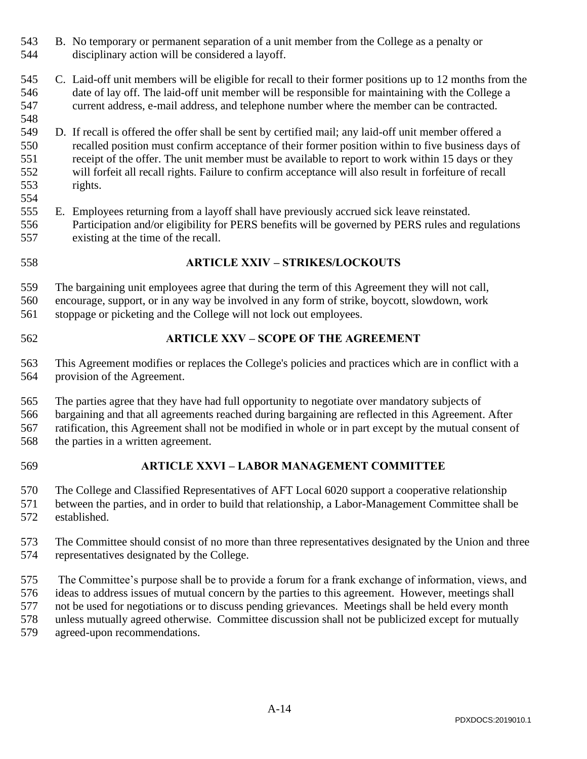B. No temporary or permanent separation of a unit member from the College as a penalty or disciplinary action will be considered a layoff.

C. Laid-off unit members will be eligible for recall to their former positions up to 12 months from the date of lay off. The laid-off unit member will be responsible for maintaining with the College a current address, e-mail address, and telephone number where the member can be contracted.

D. If recall is offered the offer shall be sent by certified mail; any laid-off unit member offered a recalled position must confirm acceptance of their former position within to five business days of receipt of the offer. The unit member must be available to report to work within 15 days or they will forfeit all recall rights. Failure to confirm acceptance will also result in forfeiture of recall rights.

E. Employees returning from a layoff shall have previously accrued sick leave reinstated. Participation and/or eligibility for PERS benefits will be governed by PERS rules and regulations existing at the time of the recall.

## ARTICLE XXIV – STRIKES/LOCKOUTS

The bargaining unit employees agree that during the term of this Agreement they will not call, encourage, support, or in any way be involved in any form of strike, boycott, slowdown, work stoppage or picketing and the College will not lock out employees.

## ARTICLE XXV – SCOPE OF THE AGREEMENT

This Agreement modifies or replaces the College's policies and practices which are in conflict with a provision of the Agreement.

The parties agree that they have had full opportunity to negotiate over mandatory subjects of bargaining and that all agreements reached during bargaining are reflected in this Agreement. After ratification, this Agreement shall not be modified in whole or in part except by the mutual consent of the parties in a written agreement.

## ARTICLE XXVI – LABOR MANAGEMENT COMMITTEE

The College and Classified Representatives of AFT Local 6020 support a cooperative relationship between the parties, and in order to build that relationship, a Labor-Management Committee shall be established.

The Committee should consist of no more than three representatives designated by the Union and three representatives designated by the College.

The Committee's purpose shall be to provide a forum for a frank exchange of information, views, and ideas to address issues of mutual concern by the parties to this agreement. However, meetings shall not be used for negotiations or to discuss pending grievances. Meetings shall be held every month unless mutually agreed otherwise. Committee discussion shall not be publicized except for mutually agreed-upon recommendations.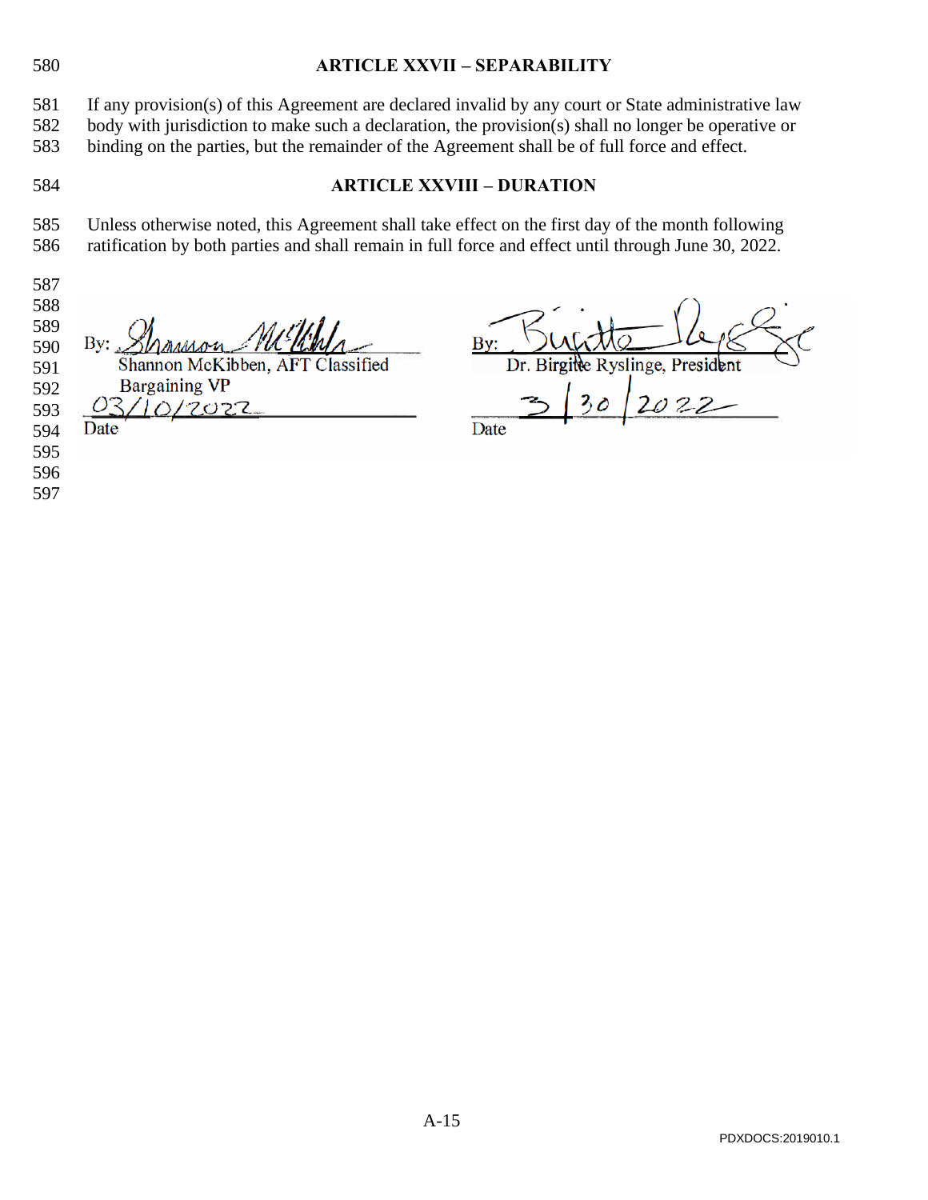## ARTICLE XXVII – SEPARABILITY

If any provision(s) of this Agreement are declared invalid by any court or State administrative law body with jurisdiction to make such a declaration, the provision(s) shall no longer be operative or binding on the parties, but the remainder of the Agreement shall be of full force and effect.

## ARTICLE XXVIII – DURATION

Unless otherwise noted, this Agreement shall take effect on the first day of the month following ratification by both parties and shall remain in full force and effect until through June 30, 2022.

By: Shannon McKibben
Shannon McKibben, AFT Classified Bargaining VP
03/10/2022
Date

By: Birgitte Ryslinge
Dr. Birgitte Ryslinge, President
3/30/2022
Date

PDXDOCS:2019010.1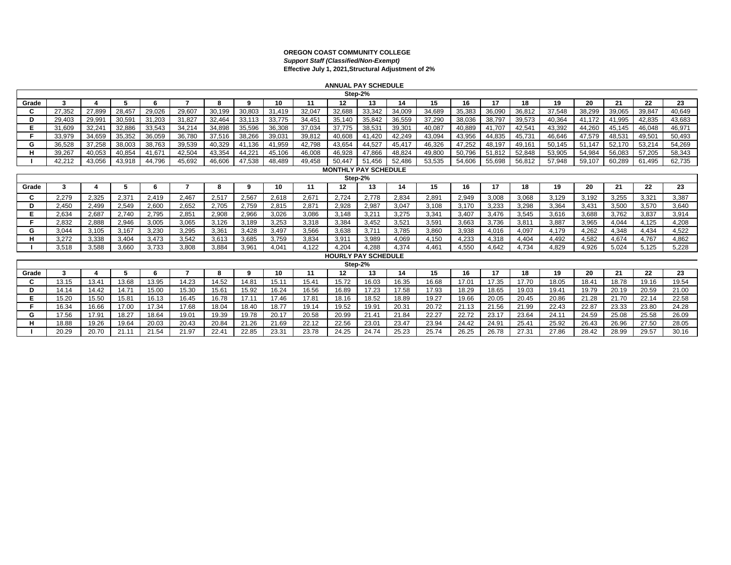**OREGON COAST COMMUNITY COLLEGE**
***Support Staff (Classified/Non-Exempt)***
**Effective July 1, 2021,Structural Adjustment of 2%**

**ANNUAL PAY SCHEDULE**

| | Step-2% | | | | | | | | | | | | | | | | | | | | |
|---|---|---|---|---|---|---|---|---|---|---|---|---|---|---|---|---|---|---|---|---|---|
| **Grade** | **3** | **4** | **5** | **6** | **7** | **8** | **9** | **10** | **11** | **12** | **13** | **14** | **15** | **16** | **17** | **18** | **19** | **20** | **21** | **22** | **23** |
| **C** | 27,352 | 27,899 | 28,457 | 29,026 | 29,607 | 30,199 | 30,803 | 31,419 | 32,047 | 32,688 | 33,342 | 34,009 | 34,689 | 35,383 | 36,090 | 36,812 | 37,548 | 38,299 | 39,065 | 39,847 | 40,649 |
| **D** | 29,403 | 29,991 | 30,591 | 31,203 | 31,827 | 32,464 | 33,113 | 33,775 | 34,451 | 35,140 | 35,842 | 36,559 | 37,290 | 38,036 | 38,797 | 39,573 | 40,364 | 41,172 | 41,995 | 42,835 | 43,683 |
| **E** | 31,609 | 32,241 | 32,886 | 33,543 | 34,214 | 34,898 | 35,596 | 36,308 | 37,034 | 37,775 | 38,531 | 39,301 | 40,087 | 40,889 | 41,707 | 42,541 | 43,392 | 44,260 | 45,145 | 46,048 | 46,971 |
| **F** | 33,979 | 34,659 | 35,352 | 36,059 | 36,780 | 37,516 | 38,266 | 39,031 | 39,812 | 40,608 | 41,420 | 42,249 | 43,094 | 43,956 | 44,835 | 45,731 | 46,646 | 47,579 | 48,531 | 49,501 | 50,493 |
| **G** | 36,528 | 37,258 | 38,003 | 38,763 | 39,539 | 40,329 | 41,136 | 41,959 | 42,798 | 43,654 | 44,527 | 45,417 | 46,326 | 47,252 | 48,197 | 49,161 | 50,145 | 51,147 | 52,170 | 53,214 | 54,269 |
| **H** | 39,267 | 40,053 | 40,854 | 41,671 | 42,504 | 43,354 | 44,221 | 45,106 | 46,008 | 46,928 | 47,866 | 48,824 | 49,800 | 50,796 | 51,812 | 52,848 | 53,905 | 54,984 | 56,083 | 57,205 | 58,343 |
| **I** | 42,212 | 43,056 | 43,918 | 44,796 | 45,692 | 46,606 | 47,538 | 48,489 | 49,458 | 50,447 | 51,456 | 52,486 | 53,535 | 54,606 | 55,698 | 56,812 | 57,948 | 59,107 | 60,289 | 61,495 | 62,735 |

**MONTHLY PAY SCHEDULE**

| | Step-2% | | | | | | | | | | | | | | | | | | | | |
|---|---|---|---|---|---|---|---|---|---|---|---|---|---|---|---|---|---|---|---|---|---|
| **Grade** | **3** | **4** | **5** | **6** | **7** | **8** | **9** | **10** | **11** | **12** | **13** | **14** | **15** | **16** | **17** | **18** | **19** | **20** | **21** | **22** | **23** |
| **C** | 2,279 | 2,325 | 2,371 | 2,419 | 2,467 | 2,517 | 2,567 | 2,618 | 2,671 | 2,724 | 2,778 | 2,834 | 2,891 | 2,949 | 3,008 | 3,068 | 3,129 | 3,192 | 3,255 | 3,321 | 3,387 |
| **D** | 2,450 | 2,499 | 2,549 | 2,600 | 2,652 | 2,705 | 2,759 | 2,815 | 2,871 | 2,928 | 2,987 | 3,047 | 3,108 | 3,170 | 3,233 | 3,298 | 3,364 | 3,431 | 3,500 | 3,570 | 3,640 |
| **E** | 2,634 | 2,687 | 2,740 | 2,795 | 2,851 | 2,908 | 2,966 | 3,026 | 3,086 | 3,148 | 3,211 | 3,275 | 3,341 | 3,407 | 3,476 | 3,545 | 3,616 | 3,688 | 3,762 | 3,837 | 3,914 |
| **F** | 2,832 | 2,888 | 2,946 | 3,005 | 3,065 | 3,126 | 3,189 | 3,253 | 3,318 | 3,384 | 3,452 | 3,521 | 3,591 | 3,663 | 3,736 | 3,811 | 3,887 | 3,965 | 4,044 | 4,125 | 4,208 |
| **G** | 3,044 | 3,105 | 3,167 | 3,230 | 3,295 | 3,361 | 3,428 | 3,497 | 3,566 | 3,638 | 3,711 | 3,785 | 3,860 | 3,938 | 4,016 | 4,097 | 4,179 | 4,262 | 4,348 | 4,434 | 4,522 |
| **H** | 3,272 | 3,338 | 3,404 | 3,473 | 3,542 | 3,613 | 3,685 | 3,759 | 3,834 | 3,911 | 3,989 | 4,069 | 4,150 | 4,233 | 4,318 | 4,404 | 4,492 | 4,582 | 4,674 | 4,767 | 4,862 |
| **I** | 3,518 | 3,588 | 3,660 | 3,733 | 3,808 | 3,884 | 3,961 | 4,041 | 4,122 | 4,204 | 4,288 | 4,374 | 4,461 | 4,550 | 4,642 | 4,734 | 4,829 | 4,926 | 5,024 | 5,125 | 5,228 |

**HOURLY PAY SCHEDULE**

| | Step-2% | | | | | | | | | | | | | | | | | | | | |
|---|---|---|---|---|---|---|---|---|---|---|---|---|---|---|---|---|---|---|---|---|---|
| **Grade** | **3** | **4** | **5** | **6** | **7** | **8** | **9** | **10** | **11** | **12** | **13** | **14** | **15** | **16** | **17** | **18** | **19** | **20** | **21** | **22** | **23** |
| **C** | 13.15 | 13.41 | 13.68 | 13.95 | 14.23 | 14.52 | 14.81 | 15.11 | 15.41 | 15.72 | 16.03 | 16.35 | 16.68 | 17.01 | 17.35 | 17.70 | 18.05 | 18.41 | 18.78 | 19.16 | 19.54 |
| **D** | 14.14 | 14.42 | 14.71 | 15.00 | 15.30 | 15.61 | 15.92 | 16.24 | 16.56 | 16.89 | 17.23 | 17.58 | 17.93 | 18.29 | 18.65 | 19.03 | 19.41 | 19.79 | 20.19 | 20.59 | 21.00 |
| **E** | 15.20 | 15.50 | 15.81 | 16.13 | 16.45 | 16.78 | 17.11 | 17.46 | 17.81 | 18.16 | 18.52 | 18.89 | 19.27 | 19.66 | 20.05 | 20.45 | 20.86 | 21.28 | 21.70 | 22.14 | 22.58 |
| **F** | 16.34 | 16.66 | 17.00 | 17.34 | 17.68 | 18.04 | 18.40 | 18.77 | 19.14 | 19.52 | 19.91 | 20.31 | 20.72 | 21.13 | 21.56 | 21.99 | 22.43 | 22.87 | 23.33 | 23.80 | 24.28 |
| **G** | 17.56 | 17.91 | 18.27 | 18.64 | 19.01 | 19.39 | 19.78 | 20.17 | 20.58 | 20.99 | 21.41 | 21.84 | 22.27 | 22.72 | 23.17 | 23.64 | 24.11 | 24.59 | 25.08 | 25.58 | 26.09 |
| **H** | 18.88 | 19.26 | 19.64 | 20.03 | 20.43 | 20.84 | 21.26 | 21.69 | 22.12 | 22.56 | 23.01 | 23.47 | 23.94 | 24.42 | 24.91 | 25.41 | 25.92 | 26.43 | 26.96 | 27.50 | 28.05 |
| **I** | 20.29 | 20.70 | 21.11 | 21.54 | 21.97 | 22.41 | 22.85 | 23.31 | 23.78 | 24.25 | 24.74 | 25.23 | 25.74 | 26.25 | 26.78 | 27.31 | 27.86 | 28.42 | 28.99 | 29.57 | 30.16 |